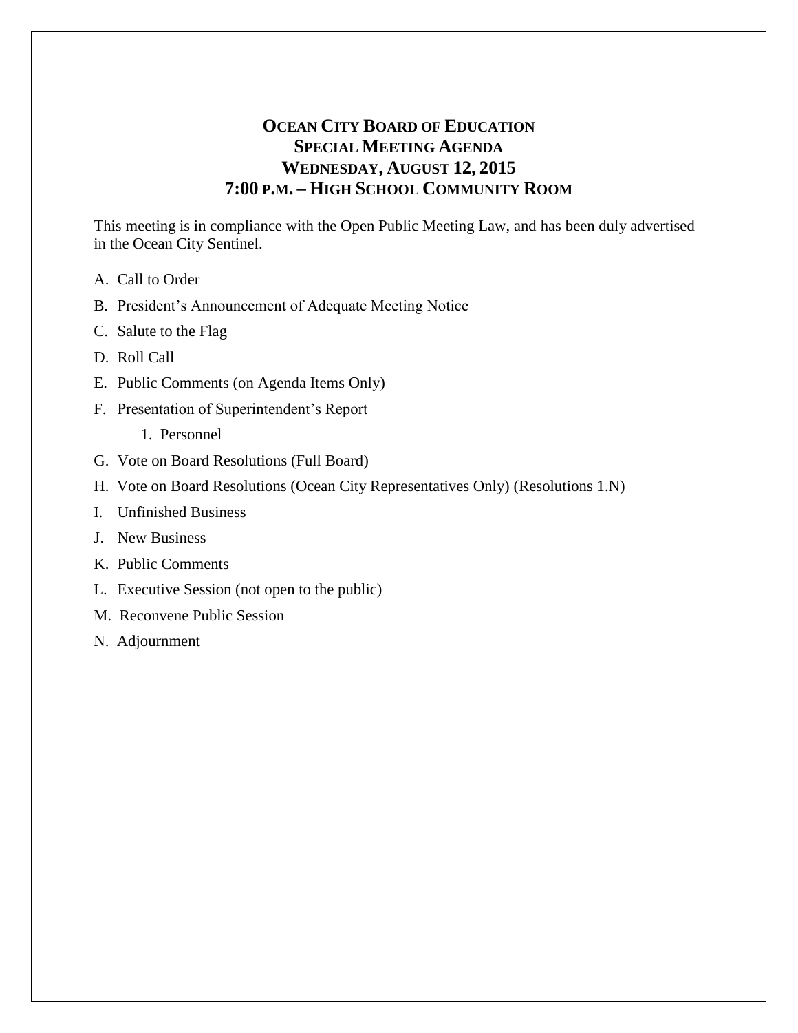# OCEAN CITY BOARD OF EDUCATION
## SPECIAL MEETING AGENDA
## WEDNESDAY, AUGUST 12, 2015
## 7:00 P.M. – HIGH SCHOOL COMMUNITY ROOM

This meeting is in compliance with the Open Public Meeting Law, and has been duly advertised in the Ocean City Sentinel.

A. Call to Order

B. President's Announcement of Adequate Meeting Notice

C. Salute to the Flag

D. Roll Call

E. Public Comments (on Agenda Items Only)

F. Presentation of Superintendent's Report

   1. Personnel

G. Vote on Board Resolutions (Full Board)

H. Vote on Board Resolutions (Ocean City Representatives Only) (Resolutions 1.N)

I. Unfinished Business

J. New Business

K. Public Comments

L. Executive Session (not open to the public)

M. Reconvene Public Session

N. Adjournment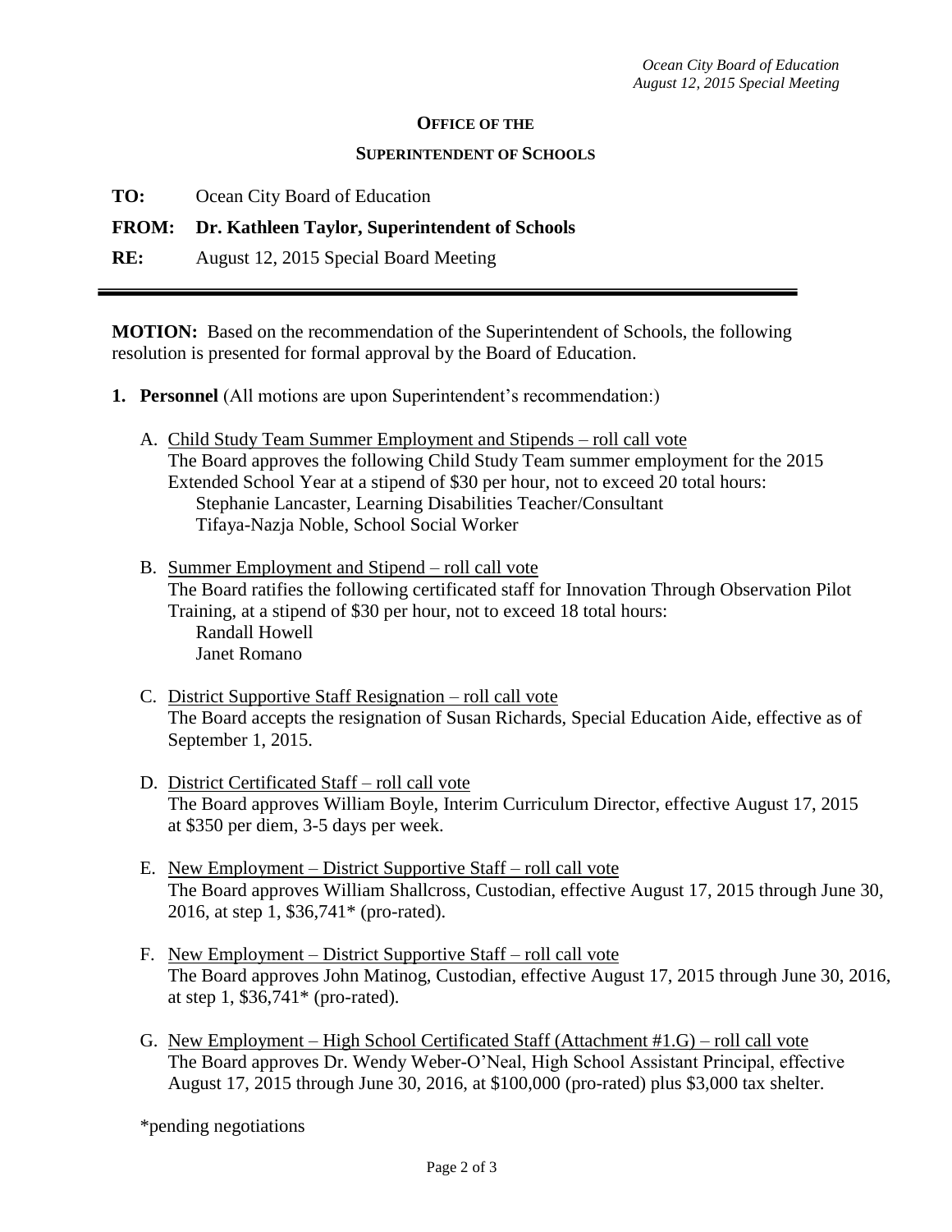**OFFICE OF THE**

**SUPERINTENDENT OF SCHOOLS**

**TO:** Ocean City Board of Education

**FROM: Dr. Kathleen Taylor, Superintendent of Schools**

**RE:** August 12, 2015 Special Board Meeting

---

**MOTION:** Based on the recommendation of the Superintendent of Schools, the following resolution is presented for formal approval by the Board of Education.

1. **Personnel** (All motions are upon Superintendent's recommendation:)

   A. Child Study Team Summer Employment and Stipends – roll call vote
   The Board approves the following Child Study Team summer employment for the 2015 Extended School Year at a stipend of $30 per hour, not to exceed 20 total hours:
      Stephanie Lancaster, Learning Disabilities Teacher/Consultant
      Tifaya-Nazja Noble, School Social Worker

   B. Summer Employment and Stipend – roll call vote
   The Board ratifies the following certificated staff for Innovation Through Observation Pilot Training, at a stipend of $30 per hour, not to exceed 18 total hours:
      Randall Howell
      Janet Romano

   C. District Supportive Staff Resignation – roll call vote
   The Board accepts the resignation of Susan Richards, Special Education Aide, effective as of September 1, 2015.

   D. District Certificated Staff – roll call vote
   The Board approves William Boyle, Interim Curriculum Director, effective August 17, 2015 at $350 per diem, 3-5 days per week.

   E. New Employment – District Supportive Staff – roll call vote
   The Board approves William Shallcross, Custodian, effective August 17, 2015 through June 30, 2016, at step 1, $36,741* (pro-rated).

   F. New Employment – District Supportive Staff – roll call vote
   The Board approves John Matinog, Custodian, effective August 17, 2015 through June 30, 2016, at step 1, $36,741* (pro-rated).

   G. New Employment – High School Certificated Staff (Attachment #1.G) – roll call vote
   The Board approves Dr. Wendy Weber-O'Neal, High School Assistant Principal, effective August 17, 2015 through June 30, 2016, at $100,000 (pro-rated) plus $3,000 tax shelter.

*pending negotiations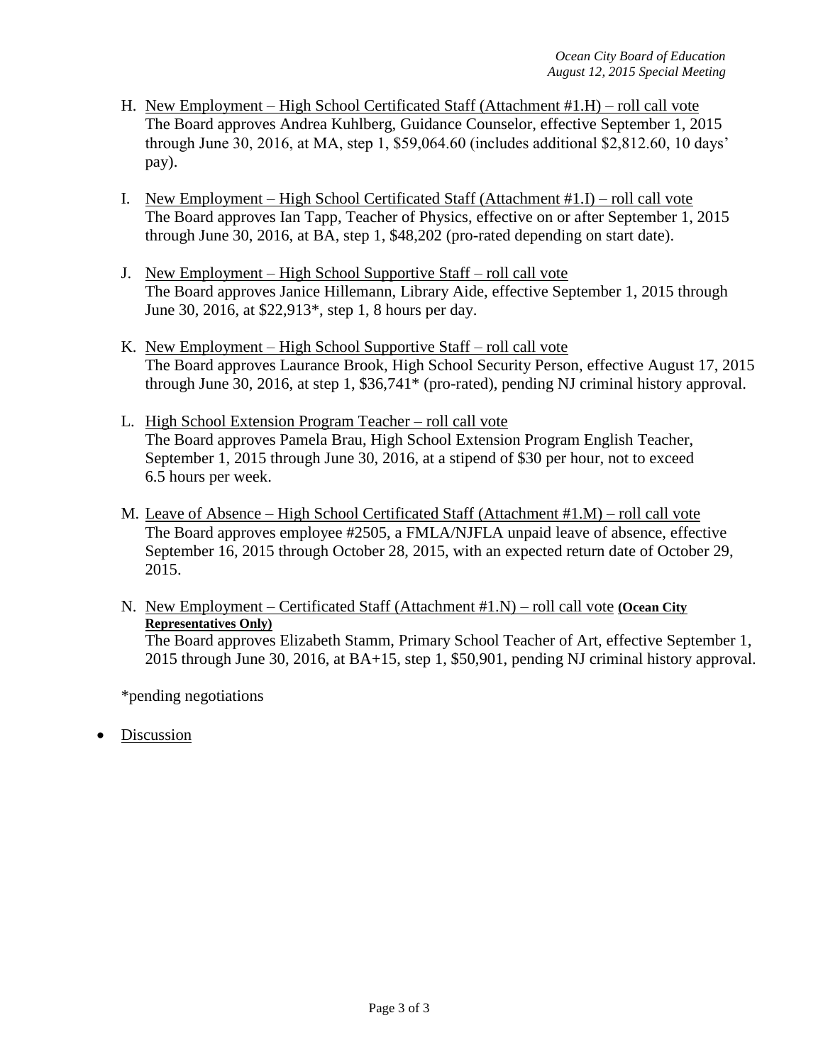H. New Employment – High School Certificated Staff (Attachment #1.H) – roll call vote
The Board approves Andrea Kuhlberg, Guidance Counselor, effective September 1, 2015 through June 30, 2016, at MA, step 1, $59,064.60 (includes additional $2,812.60, 10 days' pay).

I. New Employment – High School Certificated Staff (Attachment #1.I) – roll call vote
The Board approves Ian Tapp, Teacher of Physics, effective on or after September 1, 2015 through June 30, 2016, at BA, step 1, $48,202 (pro-rated depending on start date).

J. New Employment – High School Supportive Staff – roll call vote
The Board approves Janice Hillemann, Library Aide, effective September 1, 2015 through June 30, 2016, at $22,913*, step 1, 8 hours per day.

K. New Employment – High School Supportive Staff – roll call vote
The Board approves Laurance Brook, High School Security Person, effective August 17, 2015 through June 30, 2016, at step 1, $36,741* (pro-rated), pending NJ criminal history approval.

L. High School Extension Program Teacher – roll call vote
The Board approves Pamela Brau, High School Extension Program English Teacher, September 1, 2015 through June 30, 2016, at a stipend of $30 per hour, not to exceed 6.5 hours per week.

M. Leave of Absence – High School Certificated Staff (Attachment #1.M) – roll call vote
The Board approves employee #2505, a FMLA/NJFLA unpaid leave of absence, effective September 16, 2015 through October 28, 2015, with an expected return date of October 29, 2015.

N. New Employment – Certificated Staff (Attachment #1.N) – roll call vote **(Ocean City Representatives Only)**
The Board approves Elizabeth Stamm, Primary School Teacher of Art, effective September 1, 2015 through June 30, 2016, at BA+15, step 1, $50,901, pending NJ criminal history approval.

*pending negotiations

- Discussion